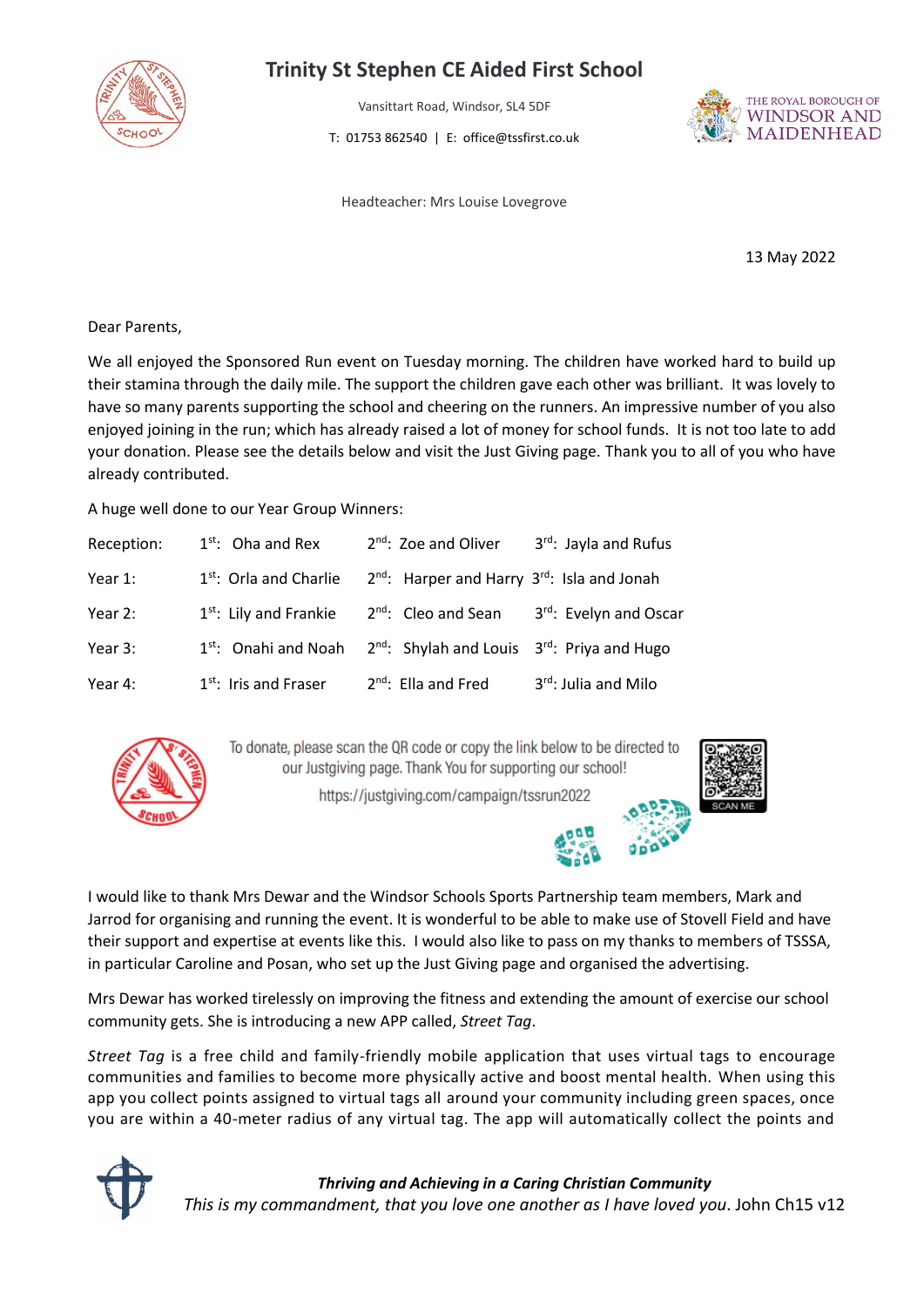# Trinity St Stephen CE Aided First School

Vansittart Road, Windsor, SL4 5DF

T: 01753 862540 | E: office@tssfirst.co.uk

THE ROYAL BOROUGH OF WINDSOR AND MAIDENHEAD

Headteacher: Mrs Louise Lovegrove

13 May 2022

Dear Parents,

We all enjoyed the Sponsored Run event on Tuesday morning. The children have worked hard to build up their stamina through the daily mile. The support the children gave each other was brilliant. It was lovely to have so many parents supporting the school and cheering on the runners. An impressive number of you also enjoyed joining in the run; which has already raised a lot of money for school funds. It is not too late to add your donation. Please see the details below and visit the Just Giving page. Thank you to all of you who have already contributed.

A huge well done to our Year Group Winners:

| | | | |
|---|---|---|---|
| Reception: | 1st: Oha and Rex | 2nd: Zoe and Oliver | 3rd: Jayla and Rufus |
| Year 1: | 1st: Orla and Charlie | 2nd: Harper and Harry | 3rd: Isla and Jonah |
| Year 2: | 1st: Lily and Frankie | 2nd: Cleo and Sean | 3rd: Evelyn and Oscar |
| Year 3: | 1st: Onahi and Noah | 2nd: Shylah and Louis | 3rd: Priya and Hugo |
| Year 4: | 1st: Iris and Fraser | 2nd: Ella and Fred | 3rd: Julia and Milo |

To donate, please scan the QR code or copy the link below to be directed to our Justgiving page. Thank You for supporting our school!

https://justgiving.com/campaign/tssrun2022

SCAN ME

I would like to thank Mrs Dewar and the Windsor Schools Sports Partnership team members, Mark and Jarrod for organising and running the event. It is wonderful to be able to make use of Stovell Field and have their support and expertise at events like this. I would also like to pass on my thanks to members of TSSSA, in particular Caroline and Posan, who set up the Just Giving page and organised the advertising.

Mrs Dewar has worked tirelessly on improving the fitness and extending the amount of exercise our school community gets. She is introducing a new APP called, *Street Tag*.

*Street Tag* is a free child and family-friendly mobile application that uses virtual tags to encourage communities and families to become more physically active and boost mental health. When using this app you collect points assigned to virtual tags all around your community including green spaces, once you are within a 40-meter radius of any virtual tag. The app will automatically collect the points and

***Thriving and Achieving in a Caring Christian Community***

*This is my commandment, that you love one another as I have loved you*. John Ch15 v12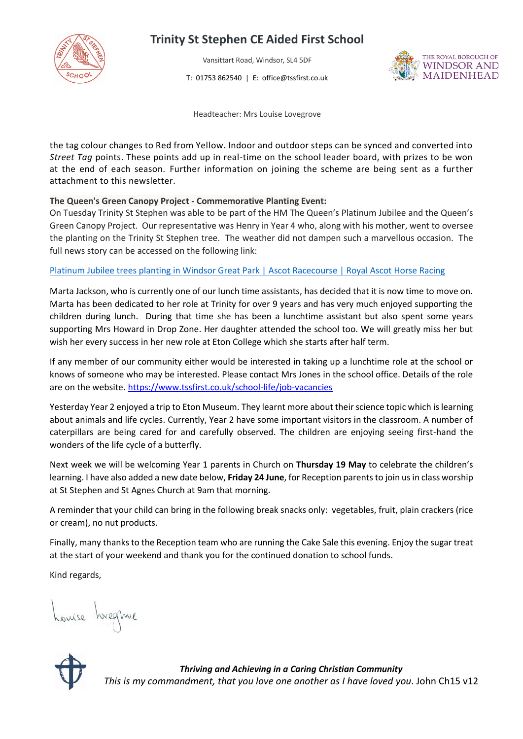# Trinity St Stephen CE Aided First School

Vansittart Road, Windsor, SL4 5DF

T: 01753 862540 | E: office@tssfirst.co.uk

Headteacher: Mrs Louise Lovegrove

the tag colour changes to Red from Yellow. Indoor and outdoor steps can be synced and converted into *Street Tag* points. These points add up in real-time on the school leader board, with prizes to be won at the end of each season. Further information on joining the scheme are being sent as a further attachment to this newsletter.

**The Queen's Green Canopy Project - Commemorative Planting Event:**
On Tuesday Trinity St Stephen was able to be part of the HM The Queen's Platinum Jubilee and the Queen's Green Canopy Project. Our representative was Henry in Year 4 who, along with his mother, went to oversee the planting on the Trinity St Stephen tree. The weather did not dampen such a marvellous occasion. The full news story can be accessed on the following link:

Platinum Jubilee trees planting in Windsor Great Park | Ascot Racecourse | Royal Ascot Horse Racing

Marta Jackson, who is currently one of our lunch time assistants, has decided that it is now time to move on. Marta has been dedicated to her role at Trinity for over 9 years and has very much enjoyed supporting the children during lunch. During that time she has been a lunchtime assistant but also spent some years supporting Mrs Howard in Drop Zone. Her daughter attended the school too. We will greatly miss her but wish her every success in her new role at Eton College which she starts after half term.

If any member of our community either would be interested in taking up a lunchtime role at the school or knows of someone who may be interested. Please contact Mrs Jones in the school office. Details of the role are on the website. https://www.tssfirst.co.uk/school-life/job-vacancies

Yesterday Year 2 enjoyed a trip to Eton Museum. They learnt more about their science topic which is learning about animals and life cycles. Currently, Year 2 have some important visitors in the classroom. A number of caterpillars are being cared for and carefully observed. The children are enjoying seeing first-hand the wonders of the life cycle of a butterfly.

Next week we will be welcoming Year 1 parents in Church on **Thursday 19 May** to celebrate the children's learning. I have also added a new date below, **Friday 24 June**, for Reception parents to join us in class worship at St Stephen and St Agnes Church at 9am that morning.

A reminder that your child can bring in the following break snacks only: vegetables, fruit, plain crackers (rice or cream), no nut products.

Finally, many thanks to the Reception team who are running the Cake Sale this evening. Enjoy the sugar treat at the start of your weekend and thank you for the continued donation to school funds.

Kind regards,

Louise Lovegrove

***Thriving and Achieving in a Caring Christian Community***
*This is my commandment, that you love one another as I have loved you*. John Ch15 v12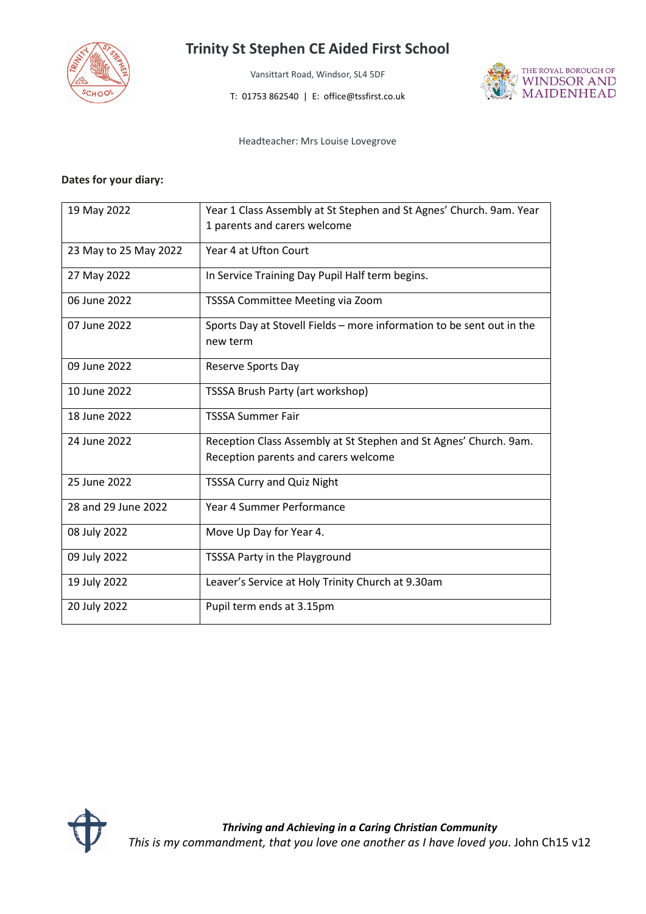# Trinity St Stephen CE Aided First School

Vansittart Road, Windsor, SL4 5DF

T: 01753 862540 | E: office@tssfirst.co.uk

Headteacher: Mrs Louise Lovegrove

**Dates for your diary:**

| | |
|---|---|
| 19 May 2022 | Year 1 Class Assembly at St Stephen and St Agnes' Church. 9am. Year 1 parents and carers welcome |
| 23 May to 25 May 2022 | Year 4 at Ufton Court |
| 27 May 2022 | In Service Training Day Pupil Half term begins. |
| 06 June 2022 | TSSSA Committee Meeting via Zoom |
| 07 June 2022 | Sports Day at Stovell Fields – more information to be sent out in the new term |
| 09 June 2022 | Reserve Sports Day |
| 10 June 2022 | TSSSA Brush Party (art workshop) |
| 18 June 2022 | TSSSA Summer Fair |
| 24 June 2022 | Reception Class Assembly at St Stephen and St Agnes' Church. 9am. Reception parents and carers welcome |
| 25 June 2022 | TSSSA Curry and Quiz Night |
| 28 and 29 June 2022 | Year 4 Summer Performance |
| 08 July 2022 | Move Up Day for Year 4. |
| 09 July 2022 | TSSSA Party in the Playground |
| 19 July 2022 | Leaver's Service at Holy Trinity Church at 9.30am |
| 20 July 2022 | Pupil term ends at 3.15pm |

***Thriving and Achieving in a Caring Christian Community***

*This is my commandment, that you love one another as I have loved you*. John Ch15 v12